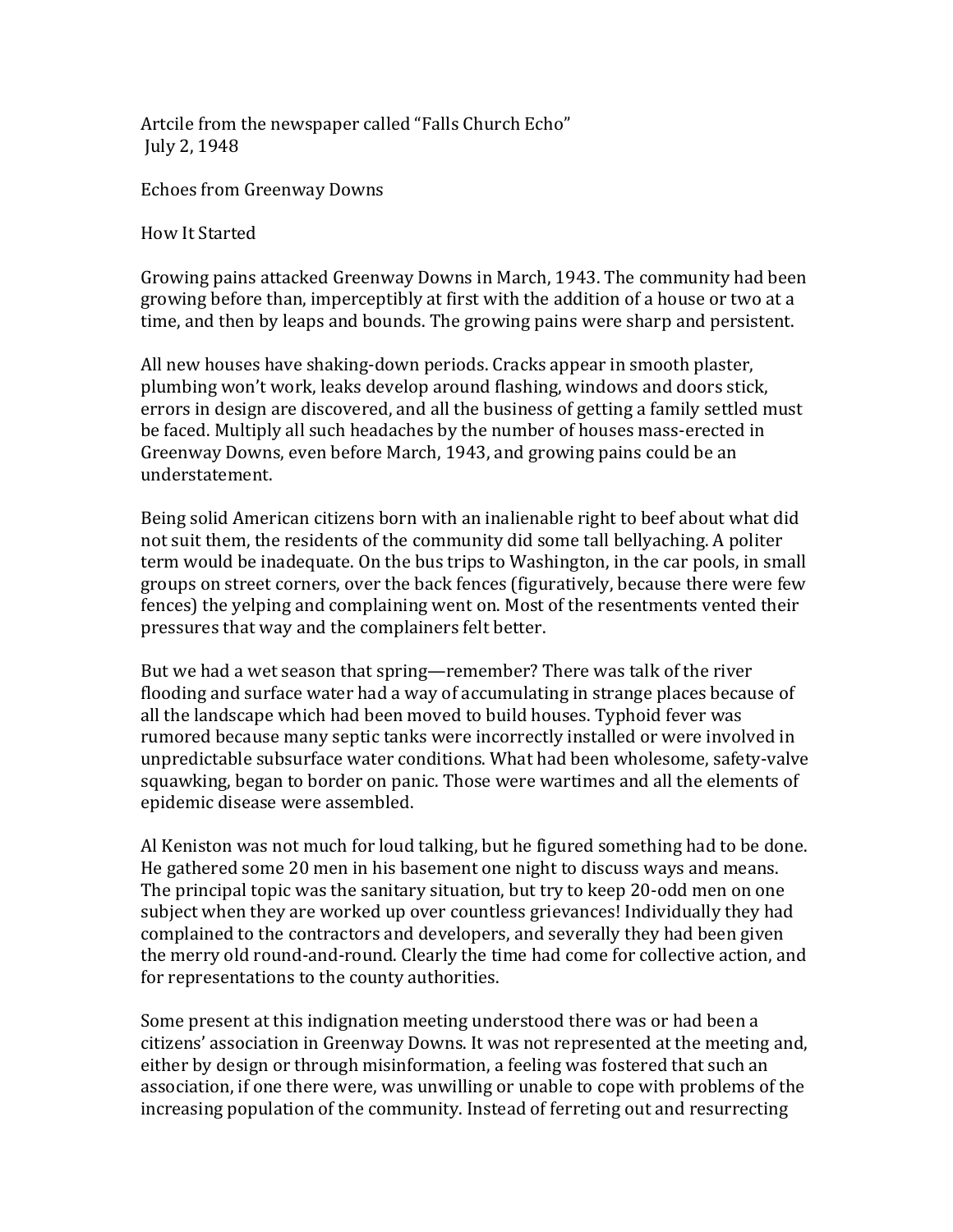Artcile from the newspaper called "Falls Church Echo"
July 2, 1948

# Echoes from Greenway Downs

## How It Started

Growing pains attacked Greenway Downs in March, 1943. The community had been growing before than, imperceptibly at first with the addition of a house or two at a time, and then by leaps and bounds. The growing pains were sharp and persistent.

All new houses have shaking-down periods. Cracks appear in smooth plaster, plumbing won't work, leaks develop around flashing, windows and doors stick, errors in design are discovered, and all the business of getting a family settled must be faced. Multiply all such headaches by the number of houses mass-erected in Greenway Downs, even before March, 1943, and growing pains could be an understatement.

Being solid American citizens born with an inalienable right to beef about what did not suit them, the residents of the community did some tall bellyaching. A politer term would be inadequate. On the bus trips to Washington, in the car pools, in small groups on street corners, over the back fences (figuratively, because there were few fences) the yelping and complaining went on. Most of the resentments vented their pressures that way and the complainers felt better.

But we had a wet season that spring—remember? There was talk of the river flooding and surface water had a way of accumulating in strange places because of all the landscape which had been moved to build houses. Typhoid fever was rumored because many septic tanks were incorrectly installed or were involved in unpredictable subsurface water conditions. What had been wholesome, safety-valve squawking, began to border on panic. Those were wartimes and all the elements of epidemic disease were assembled.

Al Keniston was not much for loud talking, but he figured something had to be done. He gathered some 20 men in his basement one night to discuss ways and means. The principal topic was the sanitary situation, but try to keep 20-odd men on one subject when they are worked up over countless grievances! Individually they had complained to the contractors and developers, and severally they had been given the merry old round-and-round. Clearly the time had come for collective action, and for representations to the county authorities.

Some present at this indignation meeting understood there was or had been a citizens' association in Greenway Downs. It was not represented at the meeting and, either by design or through misinformation, a feeling was fostered that such an association, if one there were, was unwilling or unable to cope with problems of the increasing population of the community. Instead of ferreting out and resurrecting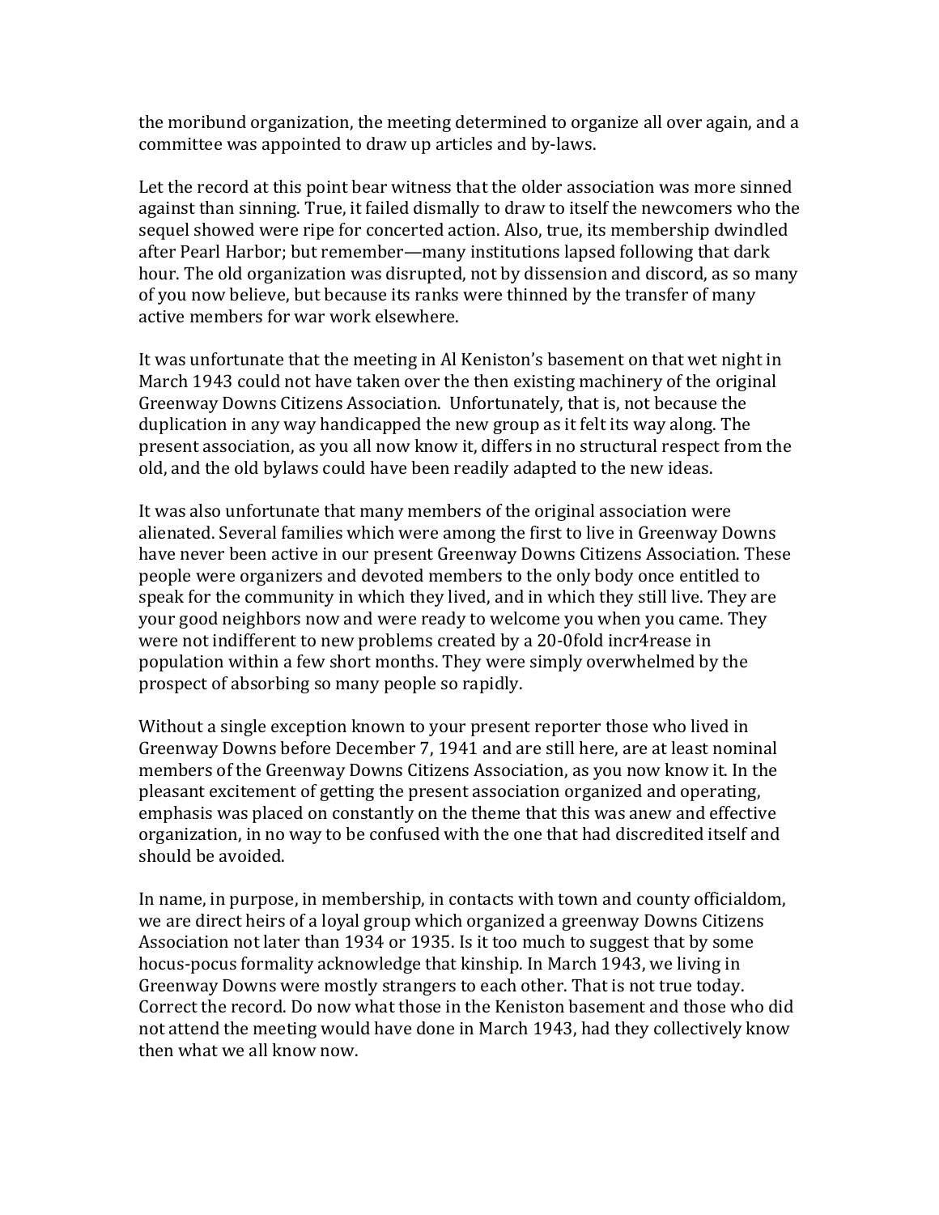the moribund organization, the meeting determined to organize all over again, and a committee was appointed to draw up articles and by-laws.

Let the record at this point bear witness that the older association was more sinned against than sinning. True, it failed dismally to draw to itself the newcomers who the sequel showed were ripe for concerted action. Also, true, its membership dwindled after Pearl Harbor; but remember—many institutions lapsed following that dark hour. The old organization was disrupted, not by dissension and discord, as so many of you now believe, but because its ranks were thinned by the transfer of many active members for war work elsewhere.

It was unfortunate that the meeting in Al Keniston's basement on that wet night in March 1943 could not have taken over the then existing machinery of the original Greenway Downs Citizens Association. Unfortunately, that is, not because the duplication in any way handicapped the new group as it felt its way along. The present association, as you all now know it, differs in no structural respect from the old, and the old bylaws could have been readily adapted to the new ideas.

It was also unfortunate that many members of the original association were alienated. Several families which were among the first to live in Greenway Downs have never been active in our present Greenway Downs Citizens Association. These people were organizers and devoted members to the only body once entitled to speak for the community in which they lived, and in which they still live. They are your good neighbors now and were ready to welcome you when you came. They were not indifferent to new problems created by a 20-0fold incr4rease in population within a few short months. They were simply overwhelmed by the prospect of absorbing so many people so rapidly.

Without a single exception known to your present reporter those who lived in Greenway Downs before December 7, 1941 and are still here, are at least nominal members of the Greenway Downs Citizens Association, as you now know it. In the pleasant excitement of getting the present association organized and operating, emphasis was placed on constantly on the theme that this was anew and effective organization, in no way to be confused with the one that had discredited itself and should be avoided.

In name, in purpose, in membership, in contacts with town and county officialdom, we are direct heirs of a loyal group which organized a greenway Downs Citizens Association not later than 1934 or 1935. Is it too much to suggest that by some hocus-pocus formality acknowledge that kinship. In March 1943, we living in Greenway Downs were mostly strangers to each other. That is not true today. Correct the record. Do now what those in the Keniston basement and those who did not attend the meeting would have done in March 1943, had they collectively know then what we all know now.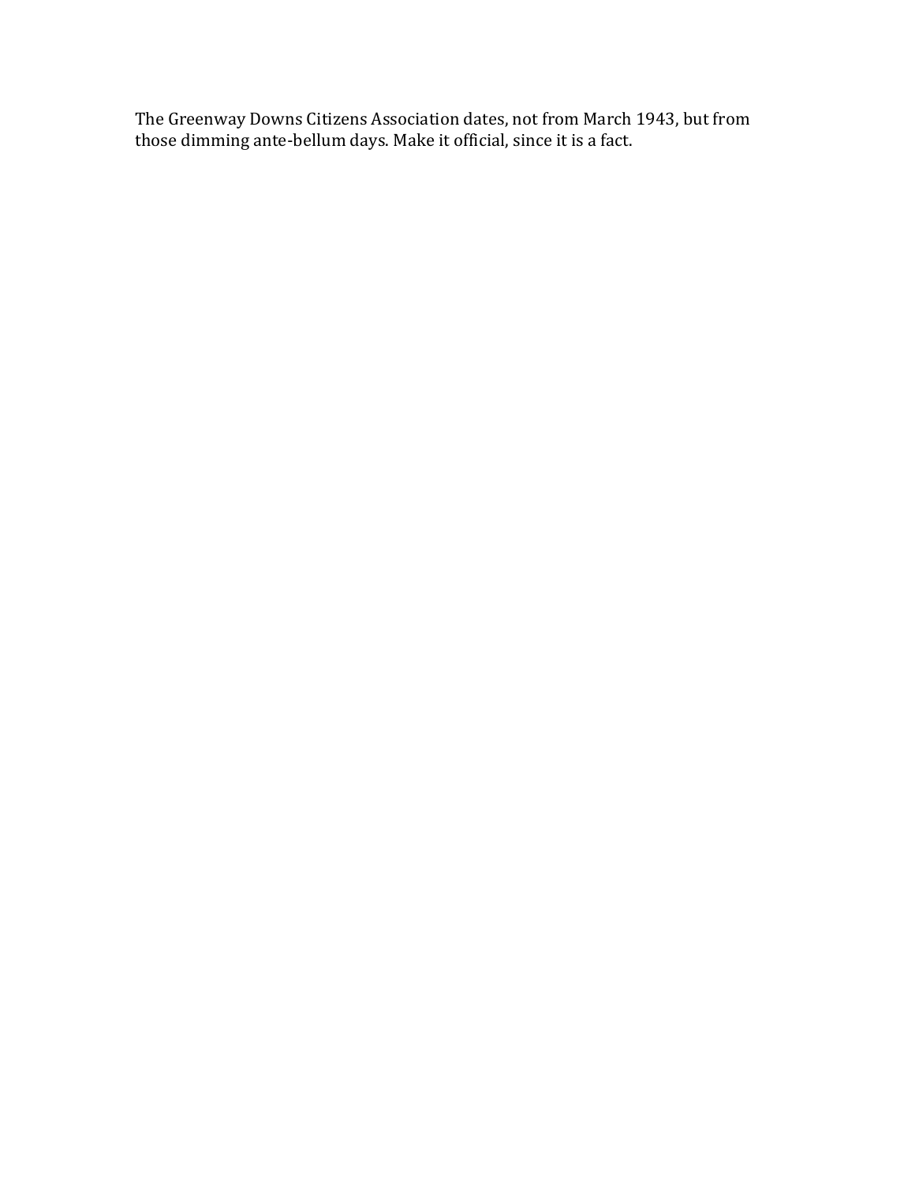The Greenway Downs Citizens Association dates, not from March 1943, but from those dimming ante-bellum days. Make it official, since it is a fact.